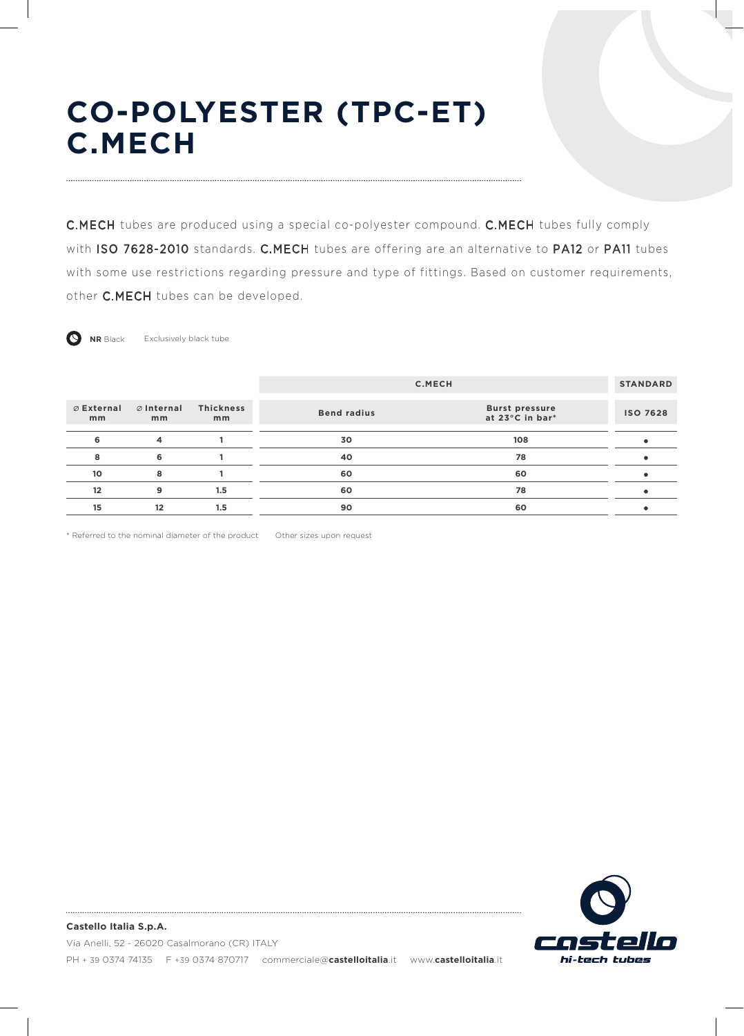# CO-POLYESTER (TPC-ET) C.MECH

**C.MECH** tubes are produced using a special co-polyester compound. **C.MECH** tubes fully comply with **ISO 7628-2010** standards. **C.MECH** tubes are offering are an alternative to **PA12** or **PA11** tubes with some use restrictions regarding pressure and type of fittings. Based on customer requirements, other **C.MECH** tubes can be developed.

**NR** Black    Exclusively black tube

| | | | C.MECH | | STANDARD |
|---|---|---|---|---|---|
| ⌀ External mm | ⌀ Internal mm | Thickness mm | Bend radius | Burst pressure at 23°C in bar* | ISO 7628 |
| 6 | 4 | 1 | 30 | 108 | • |
| 8 | 6 | 1 | 40 | 78 | • |
| 10 | 8 | 1 | 60 | 60 | • |
| 12 | 9 | 1.5 | 60 | 78 | • |
| 15 | 12 | 1.5 | 90 | 60 | • |

\* Referred to the nominal diameter of the product    Other sizes upon request

**Castello Italia S.p.A.**
Via Anelli, 52 - 26020 Casalmorano (CR) ITALY
PH + 39 0374 74135    F +39 0374 870717    commerciale@**castelloitalia**.it    www.**castelloitalia**.it

castello hi-tech tubes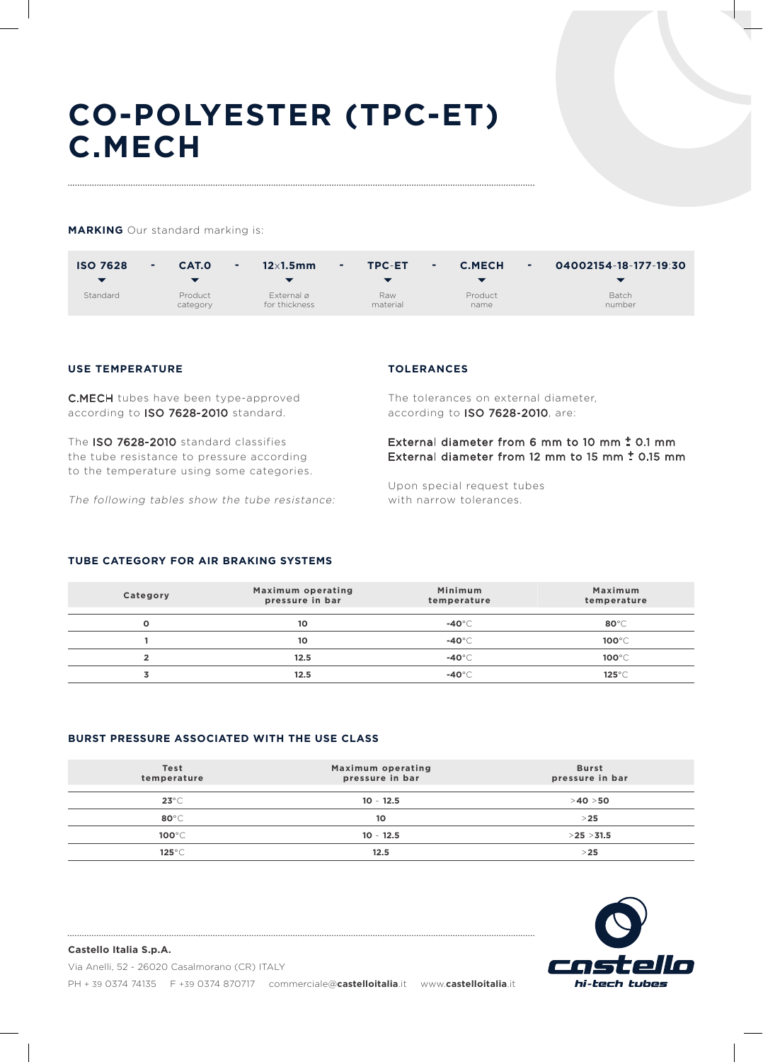# CO-POLYESTER (TPC-ET) C.MECH

**MARKING** Our standard marking is:

| ISO 7628 | - | CAT.0 | - | 12x1.5mm | - | TPC-ET | - | C.MECH | - | 04002154-18-177-19:30 |
|---|---|---|---|---|---|---|---|---|---|---|
| Standard | | Product category | | External ø for thickness | | Raw material | | Product name | | Batch number |

### USE TEMPERATURE

C.MECH tubes have been type-approved according to ISO 7628-2010 standard.

The ISO 7628-2010 standard classifies the tube resistance to pressure according to the temperature using some categories.

*The following tables show the tube resistance:*

### TOLERANCES

The tolerances on external diameter, according to ISO 7628-2010, are:

External diameter from 6 mm to 10 mm ± 0.1 mm
External diameter from 12 mm to 15 mm ± 0.15 mm

Upon special request tubes with narrow tolerances.

### TUBE CATEGORY FOR AIR BRAKING SYSTEMS

| Category | Maximum operating pressure in bar | Minimum temperature | Maximum temperature |
|---|---|---|---|
| 0 | 10 | -40°C | 80°C |
| 1 | 10 | -40°C | 100°C |
| 2 | 12.5 | -40°C | 100°C |
| 3 | 12.5 | -40°C | 125°C |

### BURST PRESSURE ASSOCIATED WITH THE USE CLASS

| Test temperature | Maximum operating pressure in bar | Burst pressure in bar |
|---|---|---|
| 23°C | 10 - 12.5 | >40 >50 |
| 80°C | 10 | >25 |
| 100°C | 10 - 12.5 | >25 >31.5 |
| 125°C | 12.5 | >25 |

**Castello Italia S.p.A.**
Via Anelli, 52 - 26020 Casalmorano (CR) ITALY
PH + 39 0374 74135 F +39 0374 870717 commerciale@castelloitalia.it www.castelloitalia.it

castello
hi-tech tubes